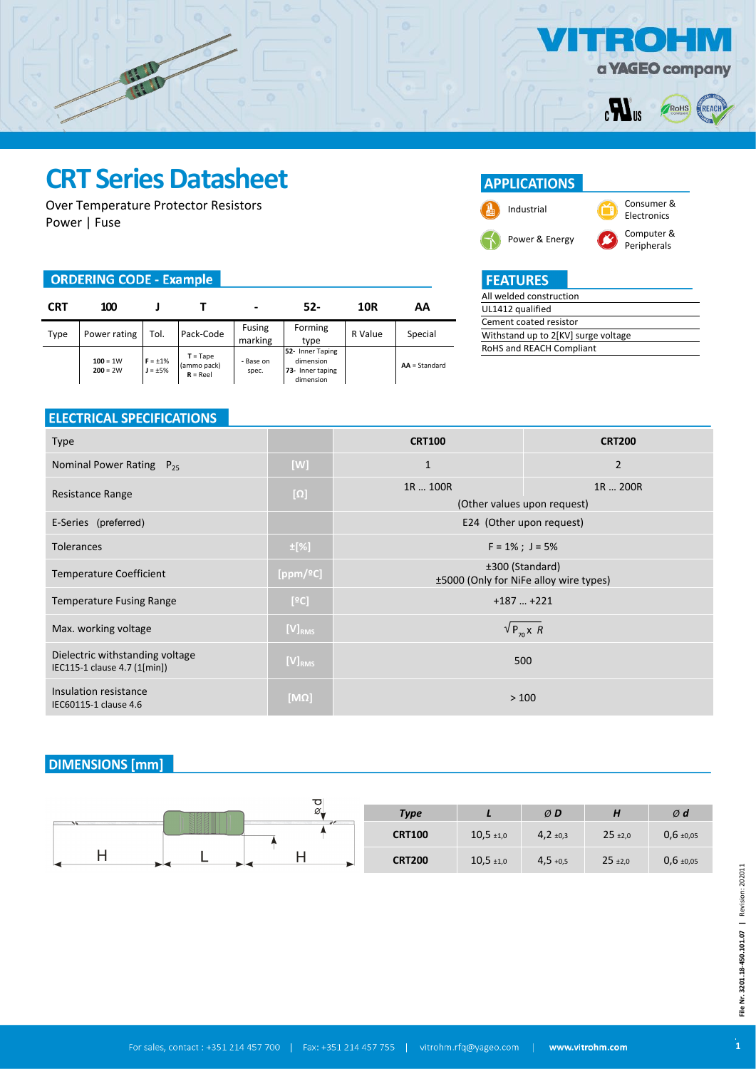# CRT Series Datasheet

Over Temperature Protector Resistors
Power | Fuse

## APPLICATIONS

- Industrial
- Consumer & Electronics
- Power & Energy
- Computer & Peripherals

## FEATURES

| All welded construction |
|---|
| UL1412 qualified |
| Cement coated resistor |
| Withstand up to 2[KV] surge voltage |
| RoHS and REACH Compliant |

## ORDERING CODE - Example

| CRT | 100 | J | T | - | 52- | 10R | AA |
|---|---|---|---|---|---|---|---|
| Type | Power rating | Tol. | Pack-Code | Fusing marking | Forming type | R Value | Special |
| | **100** = 1W<br>**200** = 2W | **F** = ±1%<br>**J** = ±5% | **T** = Tape (ammo pack)<br>**R** = Reel | **-** Base on spec. | **52-** Inner Taping dimension<br>**73-** Inner taping dimension | | **AA** = Standard |

## ELECTRICAL SPECIFICATIONS

| Type | | CRT100 | CRT200 |
|---|---|---|---|
| Nominal Power Rating $P_{25}$ | [W] | 1 | 2 |
| Resistance Range | [Ω] | 1R … 100R<br>(Other values upon request) | 1R … 200R |
| E-Series (preferred) | | E24 (Other upon request) | |
| Tolerances | ±[%] | F = 1% ; J = 5% | |
| Temperature Coefficient | [ppm/ºC] | ±300 (Standard)<br>±5000 (Only for NiFe alloy wire types) | |
| Temperature Fusing Range | [ºC] | +187 … +221 | |
| Max. working voltage | $[V]_{RMS}$ | $\sqrt{P_{70} \times R}$ | |
| Dielectric withstanding voltage<br>IEC115-1 clause 4.7 (1[min]) | $[V]_{RMS}$ | 500 | |
| Insulation resistance<br>IEC60115-1 clause 4.6 | [MΩ] | > 100 | |

## DIMENSIONS [mm]

| Type | L | Ø D | H | Ø d |
|---|---|---|---|---|
| CRT100 | 10,5 ±1,0 | 4,2 ±0,3 | 25 ±2,0 | 0,6 ±0,05 |
| CRT200 | 10,5 ±1,0 | 4,5 +0,5 | 25 ±2,0 | 0,6 ±0,05 |

For sales, contact : +351 214 457 700 | Fax: +351 214 457 755 | vitrohm.rfq@yageo.com | www.vitrohm.com

File Nr. 3201.18-450.101.07 | Revision: 202011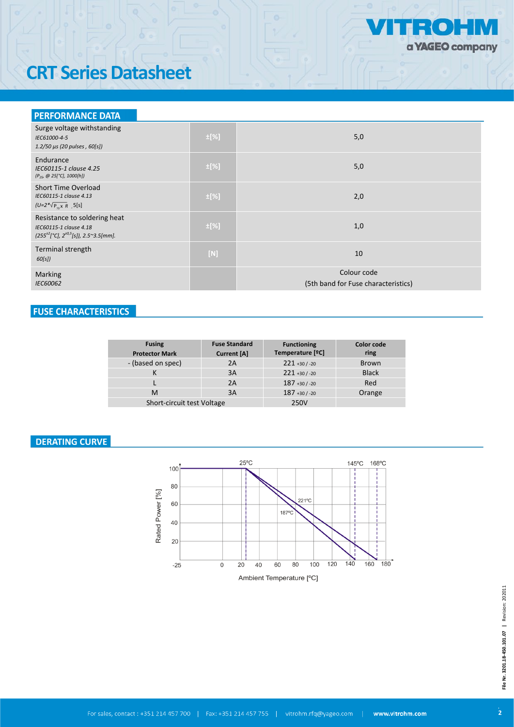# CRT Series Datasheet

## PERFORMANCE DATA

| | | |
|---|---|---|
| Surge voltage withstanding<br>*IEC61000-4-5*<br>*1.2/50 µs (20 pulses , 60[s])* | ±[%] | 5,0 |
| Endurance<br>*IEC60115-1 clause 4.25*<br>*($P_{25}$, @ 25[°C], 1000[h])* | ±[%] | 5,0 |
| Short Time Overload<br>*IEC60115-1 clause 4.13*<br>*($U=2*\sqrt{P_{70} \times R}$ ,5[s]* | ±[%] | 2,0 |
| Resistance to soldering heat<br>*IEC60115-1 clause 4.18*<br>*($255^{\pm2}$[°C], $2^{\pm0.5}$[s]), 2.5~3.5[mm].* | ±[%] | 1,0 |
| Terminal strength<br>*60[s])* | [N] | 10 |
| Marking<br>*IEC60062* | | Colour code<br>(5th band for Fuse characteristics) |

## FUSE CHARACTERISTICS

| Fusing Protector Mark | Fuse Standard Current [A] | Functioning Temperature [ºC] | Color code ring |
|---|---|---|---|
| - (based on spec) | 2A | 221 $^{+30}/_{-20}$ | Brown |
| K | 3A | 221 $^{+30}/_{-20}$ | Black |
| L | 2A | 187 $^{+30}/_{-20}$ | Red |
| M | 3A | 187 $^{+30}/_{-20}$ | Orange |
| Short-circuit test Voltage | | 250V | |

## DERATING CURVE

Rated Power [%] vs Ambient Temperature [ºC] — 25ºC, 145ºC, 168ºC; curves 221ºC, 187ºC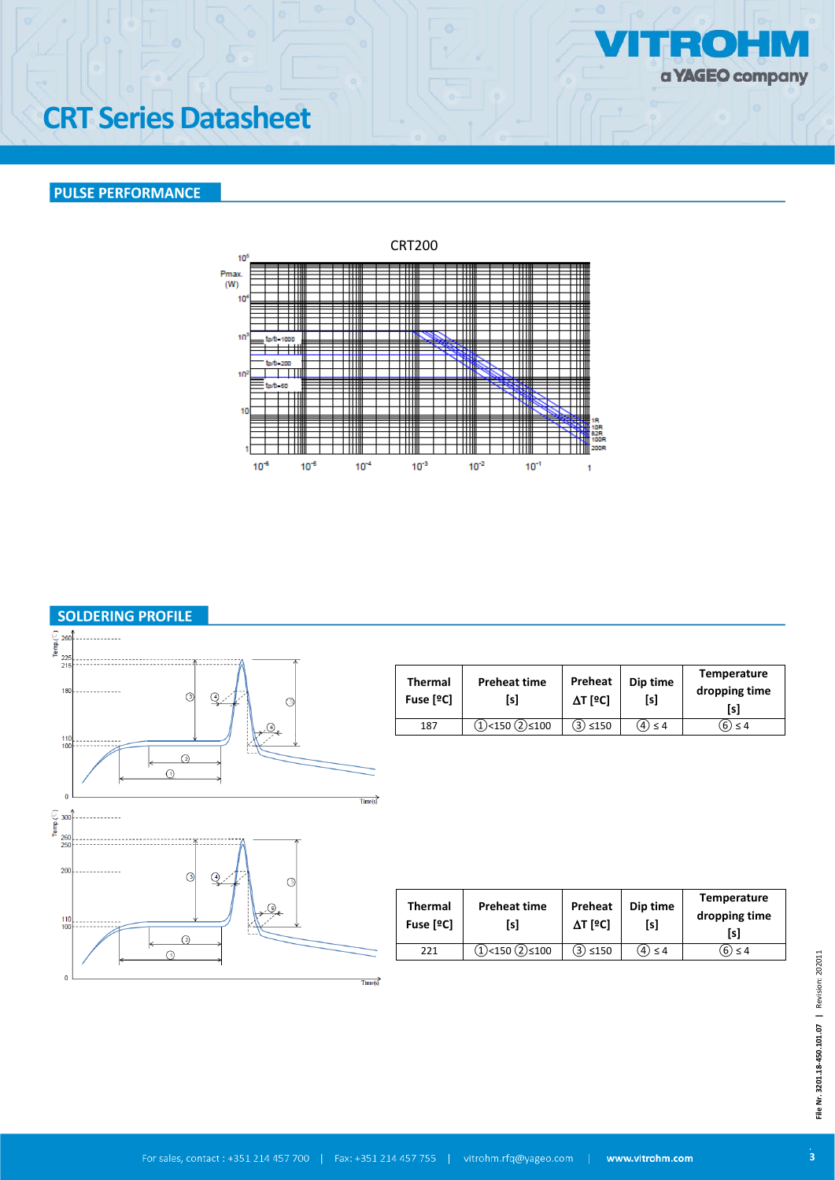## PULSE PERFORMANCE

CRT200

## SOLDERING PROFILE

| Thermal Fuse [ºC] | Preheat time [s] | Preheat ΔT [ºC] | Dip time [s] | Temperature dropping time [s] |
|---|---|---|---|---|
| 187 | ①<150 ②≤100 | ③ ≤150 | ④ ≤ 4 | ⑥ ≤ 4 |

| Thermal Fuse [ºC] | Preheat time [s] | Preheat ΔT [ºC] | Dip time [s] | Temperature dropping time [s] |
|---|---|---|---|---|
| 221 | ①<150 ②≤100 | ③ ≤150 | ④ ≤ 4 | ⑥ ≤ 4 |

File Nr. 3201.18-450.101.07 | Revision: 202011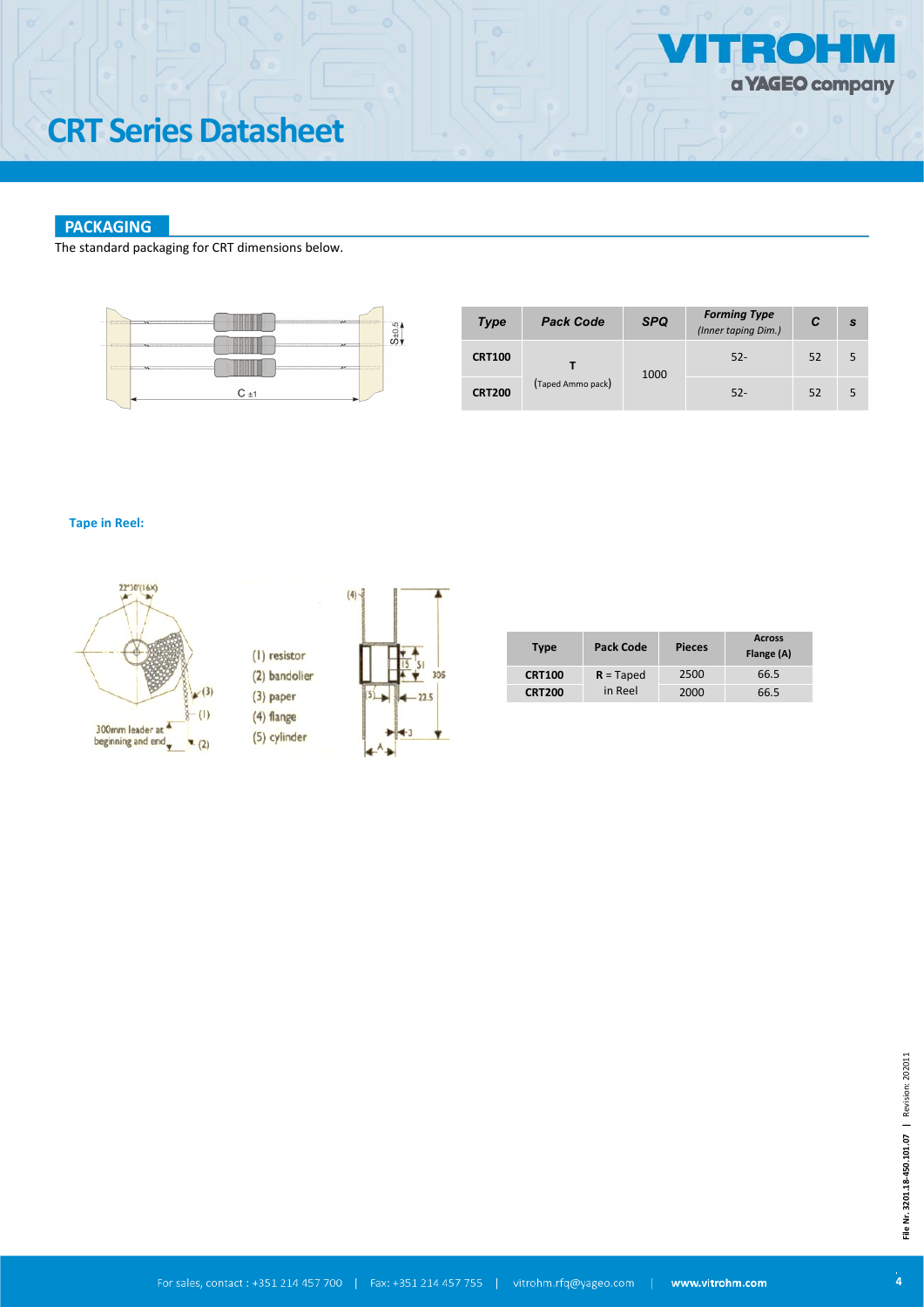# CRT Series Datasheet

## PACKAGING

The standard packaging for CRT dimensions below.

C ±1

S±0.5

| *Type* | *Pack Code* | *SPQ* | *Forming Type* *(Inner taping Dim.)* | *C* | *s* |
|---|---|---|---|---|---|
| **CRT100** | **T** (Taped Ammo pack) | 1000 | 52- | 52 | 5 |
| **CRT200** | | | 52- | 52 | 5 |

**Tape in Reel:**

22°30'(16X)

300mm leader at beginning and end

(1) resistor
(2) bandolier
(3) paper
(4) flange
(5) cylinder

(4)

15

51

305

(5)

22.5

3

A

| Type | Pack Code | Pieces | Across Flange (A) |
|---|---|---|---|
| **CRT100** | **R** = Taped in Reel | 2500 | 66.5 |
| **CRT200** | | 2000 | 66.5 |